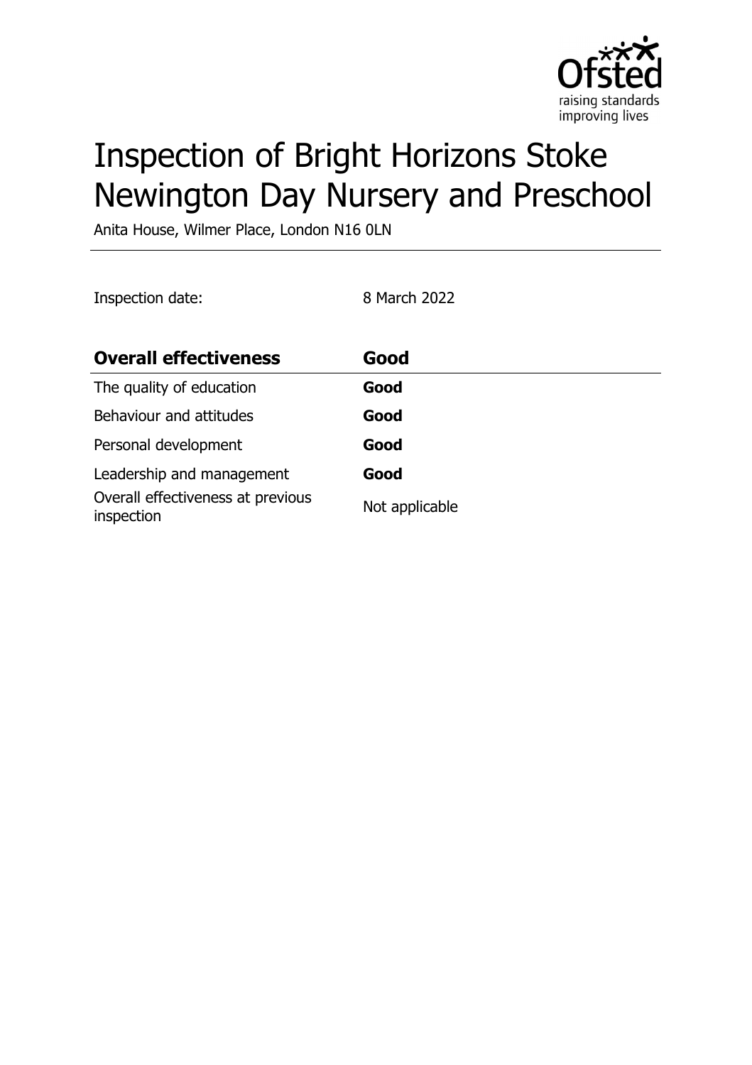# Inspection of Bright Horizons Stoke Newington Day Nursery and Preschool

Anita House, Wilmer Place, London N16 0LN

Inspection date: 8 March 2022

| **Overall effectiveness** | **Good** |
| --- | --- |
| The quality of education | **Good** |
| Behaviour and attitudes | **Good** |
| Personal development | **Good** |
| Leadership and management | **Good** |
| Overall effectiveness at previous inspection | Not applicable |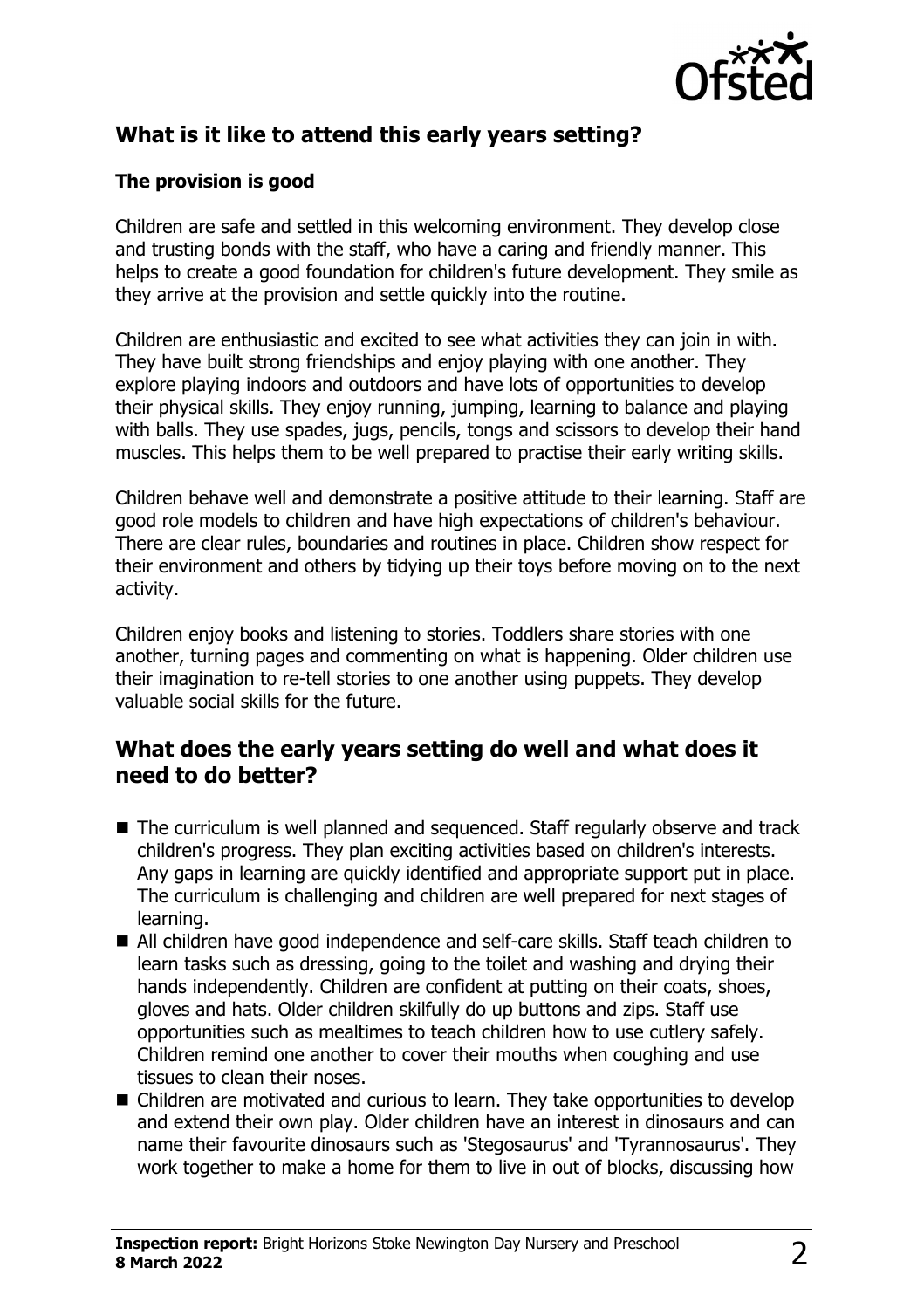## What is it like to attend this early years setting?

### The provision is good

Children are safe and settled in this welcoming environment. They develop close and trusting bonds with the staff, who have a caring and friendly manner. This helps to create a good foundation for children's future development. They smile as they arrive at the provision and settle quickly into the routine.

Children are enthusiastic and excited to see what activities they can join in with. They have built strong friendships and enjoy playing with one another. They explore playing indoors and outdoors and have lots of opportunities to develop their physical skills. They enjoy running, jumping, learning to balance and playing with balls. They use spades, jugs, pencils, tongs and scissors to develop their hand muscles. This helps them to be well prepared to practise their early writing skills.

Children behave well and demonstrate a positive attitude to their learning. Staff are good role models to children and have high expectations of children's behaviour. There are clear rules, boundaries and routines in place. Children show respect for their environment and others by tidying up their toys before moving on to the next activity.

Children enjoy books and listening to stories. Toddlers share stories with one another, turning pages and commenting on what is happening. Older children use their imagination to re-tell stories to one another using puppets. They develop valuable social skills for the future.

## What does the early years setting do well and what does it need to do better?

- The curriculum is well planned and sequenced. Staff regularly observe and track children's progress. They plan exciting activities based on children's interests. Any gaps in learning are quickly identified and appropriate support put in place. The curriculum is challenging and children are well prepared for next stages of learning.
- All children have good independence and self-care skills. Staff teach children to learn tasks such as dressing, going to the toilet and washing and drying their hands independently. Children are confident at putting on their coats, shoes, gloves and hats. Older children skilfully do up buttons and zips. Staff use opportunities such as mealtimes to teach children how to use cutlery safely. Children remind one another to cover their mouths when coughing and use tissues to clean their noses.
- Children are motivated and curious to learn. They take opportunities to develop and extend their own play. Older children have an interest in dinosaurs and can name their favourite dinosaurs such as 'Stegosaurus' and 'Tyrannosaurus'. They work together to make a home for them to live in out of blocks, discussing how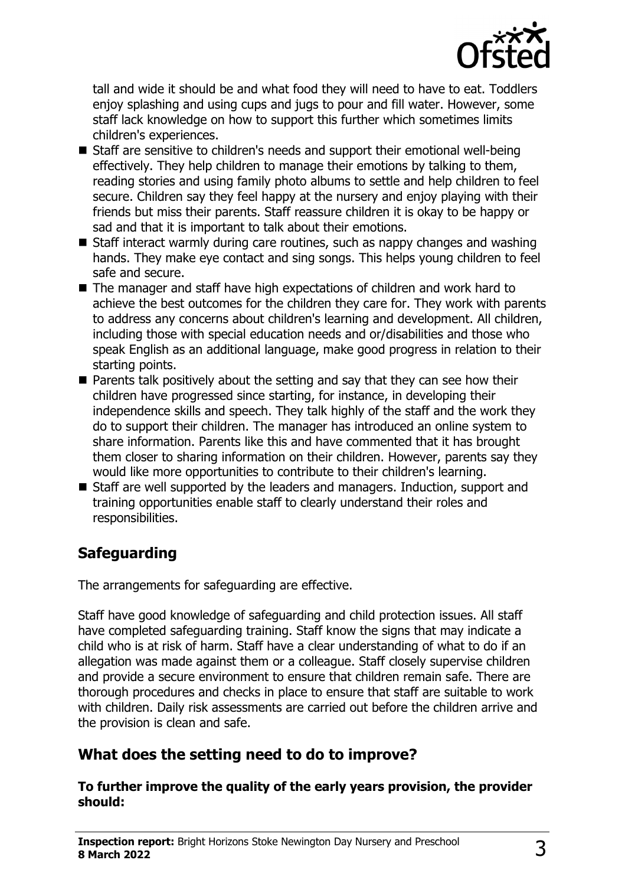tall and wide it should be and what food they will need to have to eat. Toddlers enjoy splashing and using cups and jugs to pour and fill water. However, some staff lack knowledge on how to support this further which sometimes limits children's experiences.

- Staff are sensitive to children's needs and support their emotional well-being effectively. They help children to manage their emotions by talking to them, reading stories and using family photo albums to settle and help children to feel secure. Children say they feel happy at the nursery and enjoy playing with their friends but miss their parents. Staff reassure children it is okay to be happy or sad and that it is important to talk about their emotions.
- Staff interact warmly during care routines, such as nappy changes and washing hands. They make eye contact and sing songs. This helps young children to feel safe and secure.
- The manager and staff have high expectations of children and work hard to achieve the best outcomes for the children they care for. They work with parents to address any concerns about children's learning and development. All children, including those with special education needs and/or disabilities and those who speak English as an additional language, make good progress in relation to their starting points.
- Parents talk positively about the setting and say that they can see how their children have progressed since starting, for instance, in developing their independence skills and speech. They talk highly of the staff and the work they do to support their children. The manager has introduced an online system to share information. Parents like this and have commented that it has brought them closer to sharing information on their children. However, parents say they would like more opportunities to contribute to their children's learning.
- Staff are well supported by the leaders and managers. Induction, support and training opportunities enable staff to clearly understand their roles and responsibilities.

## Safeguarding

The arrangements for safeguarding are effective.

Staff have good knowledge of safeguarding and child protection issues. All staff have completed safeguarding training. Staff know the signs that may indicate a child who is at risk of harm. Staff have a clear understanding of what to do if an allegation was made against them or a colleague. Staff closely supervise children and provide a secure environment to ensure that children remain safe. There are thorough procedures and checks in place to ensure that staff are suitable to work with children. Daily risk assessments are carried out before the children arrive and the provision is clean and safe.

## What does the setting need to do to improve?

**To further improve the quality of the early years provision, the provider should:**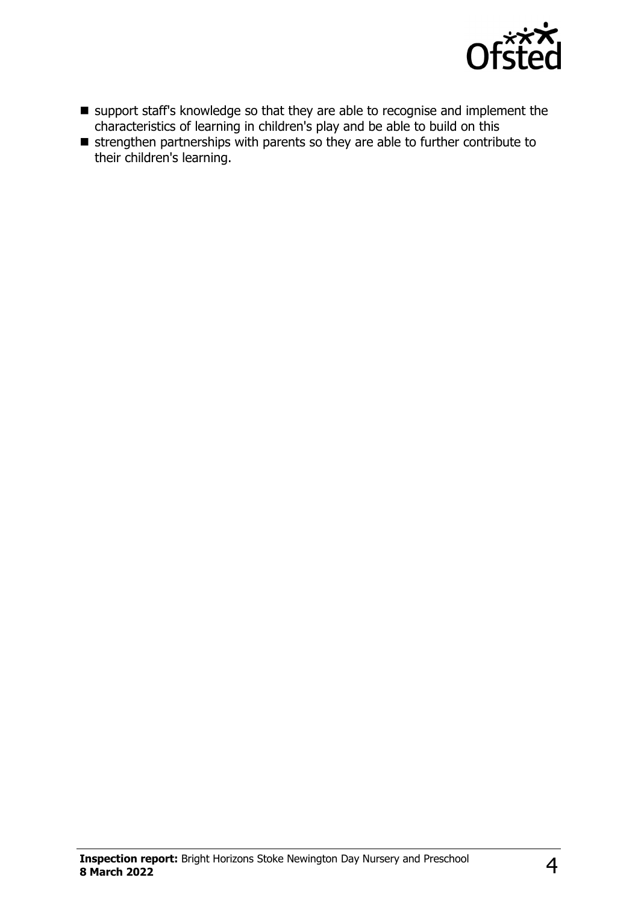- support staff's knowledge so that they are able to recognise and implement the characteristics of learning in children's play and be able to build on this
- strengthen partnerships with parents so they are able to further contribute to their children's learning.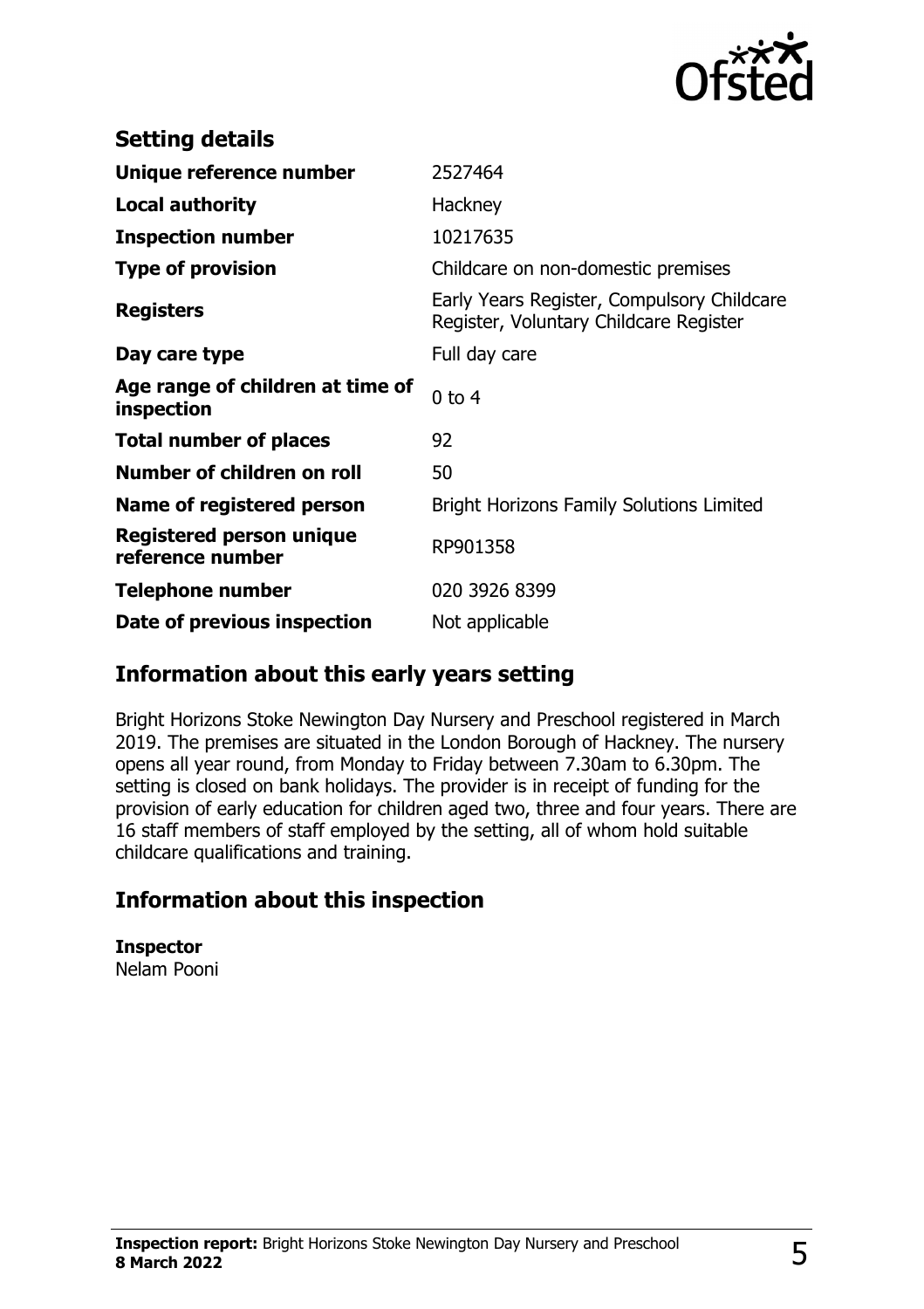## Setting details

| | |
|---|---|
| **Unique reference number** | 2527464 |
| **Local authority** | Hackney |
| **Inspection number** | 10217635 |
| **Type of provision** | Childcare on non-domestic premises |
| **Registers** | Early Years Register, Compulsory Childcare Register, Voluntary Childcare Register |
| **Day care type** | Full day care |
| **Age range of children at time of inspection** | 0 to 4 |
| **Total number of places** | 92 |
| **Number of children on roll** | 50 |
| **Name of registered person** | Bright Horizons Family Solutions Limited |
| **Registered person unique reference number** | RP901358 |
| **Telephone number** | 020 3926 8399 |
| **Date of previous inspection** | Not applicable |

## Information about this early years setting

Bright Horizons Stoke Newington Day Nursery and Preschool registered in March 2019. The premises are situated in the London Borough of Hackney. The nursery opens all year round, from Monday to Friday between 7.30am to 6.30pm. The setting is closed on bank holidays. The provider is in receipt of funding for the provision of early education for children aged two, three and four years. There are 16 staff members of staff employed by the setting, all of whom hold suitable childcare qualifications and training.

## Information about this inspection

**Inspector**
Nelam Pooni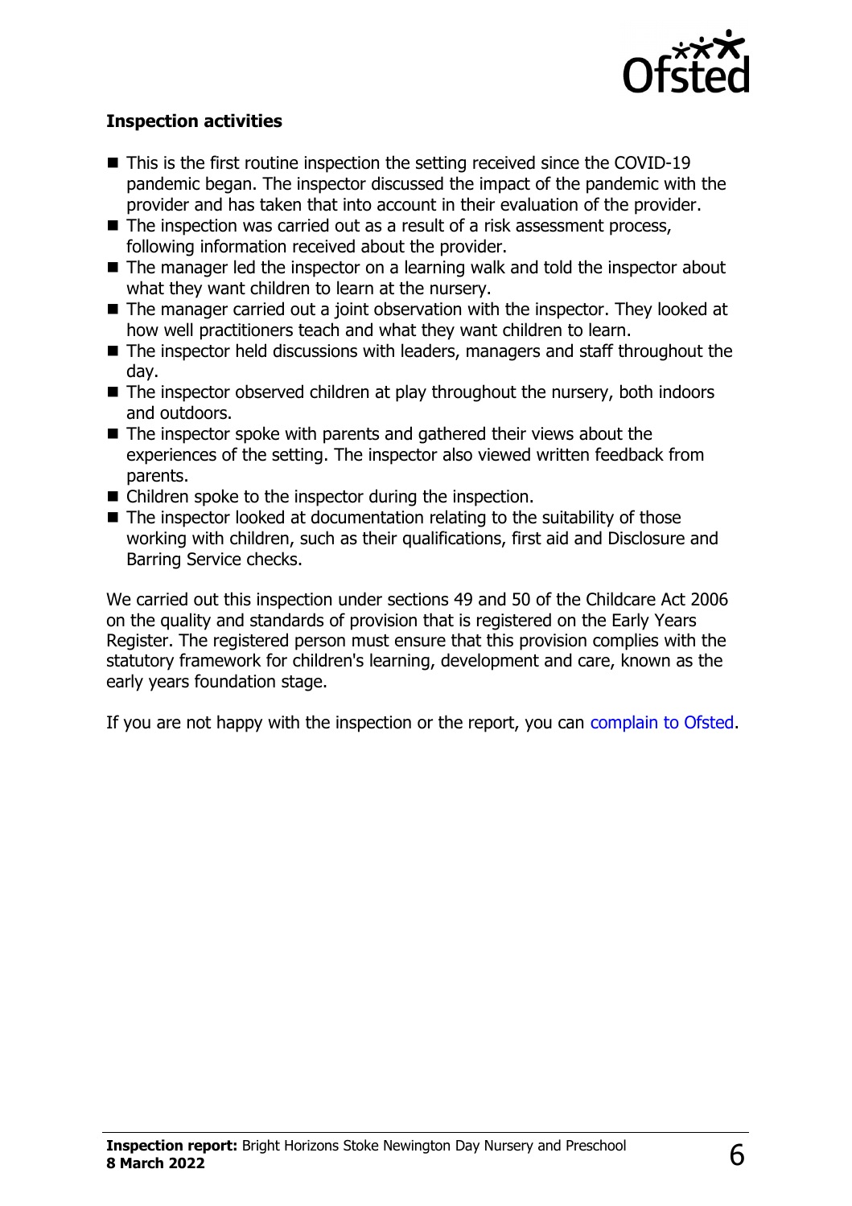**Inspection activities**

- This is the first routine inspection the setting received since the COVID-19 pandemic began. The inspector discussed the impact of the pandemic with the provider and has taken that into account in their evaluation of the provider.
- The inspection was carried out as a result of a risk assessment process, following information received about the provider.
- The manager led the inspector on a learning walk and told the inspector about what they want children to learn at the nursery.
- The manager carried out a joint observation with the inspector. They looked at how well practitioners teach and what they want children to learn.
- The inspector held discussions with leaders, managers and staff throughout the day.
- The inspector observed children at play throughout the nursery, both indoors and outdoors.
- The inspector spoke with parents and gathered their views about the experiences of the setting. The inspector also viewed written feedback from parents.
- Children spoke to the inspector during the inspection.
- The inspector looked at documentation relating to the suitability of those working with children, such as their qualifications, first aid and Disclosure and Barring Service checks.

We carried out this inspection under sections 49 and 50 of the Childcare Act 2006 on the quality and standards of provision that is registered on the Early Years Register. The registered person must ensure that this provision complies with the statutory framework for children's learning, development and care, known as the early years foundation stage.

If you are not happy with the inspection or the report, you can complain to Ofsted.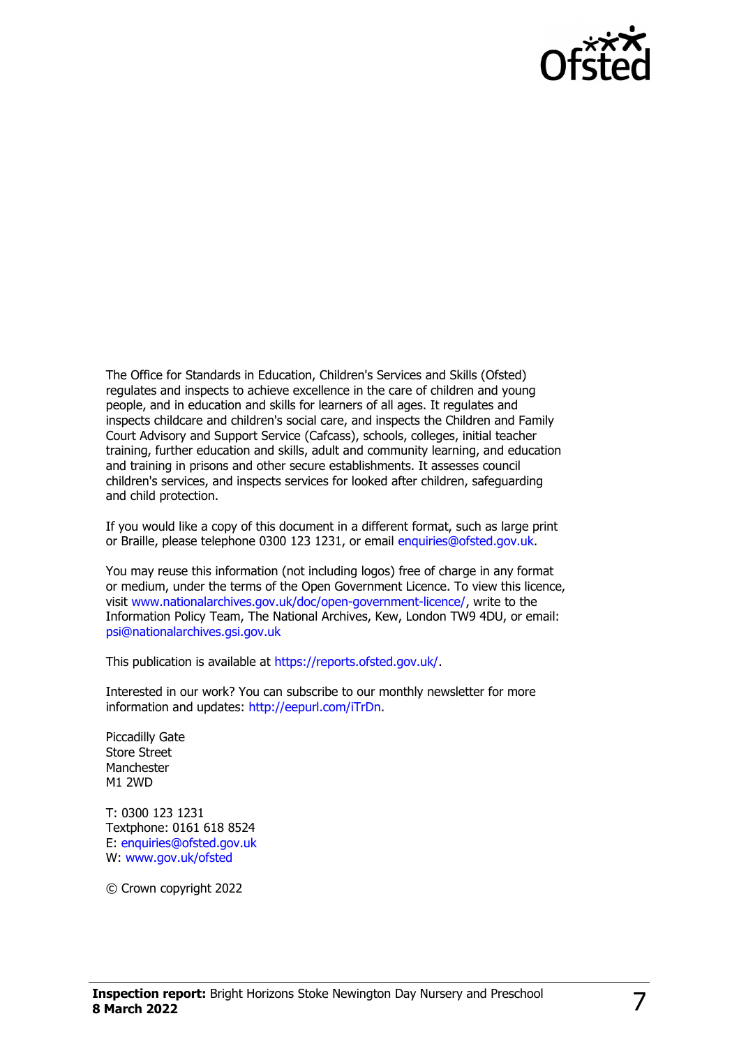The Office for Standards in Education, Children's Services and Skills (Ofsted) regulates and inspects to achieve excellence in the care of children and young people, and in education and skills for learners of all ages. It regulates and inspects childcare and children's social care, and inspects the Children and Family Court Advisory and Support Service (Cafcass), schools, colleges, initial teacher training, further education and skills, adult and community learning, and education and training in prisons and other secure establishments. It assesses council children's services, and inspects services for looked after children, safeguarding and child protection.

If you would like a copy of this document in a different format, such as large print or Braille, please telephone 0300 123 1231, or email enquiries@ofsted.gov.uk.

You may reuse this information (not including logos) free of charge in any format or medium, under the terms of the Open Government Licence. To view this licence, visit www.nationalarchives.gov.uk/doc/open-government-licence/, write to the Information Policy Team, The National Archives, Kew, London TW9 4DU, or email: psi@nationalarchives.gsi.gov.uk

This publication is available at https://reports.ofsted.gov.uk/.

Interested in our work? You can subscribe to our monthly newsletter for more information and updates: http://eepurl.com/iTrDn.

Piccadilly Gate
Store Street
Manchester
M1 2WD

T: 0300 123 1231
Textphone: 0161 618 8524
E: enquiries@ofsted.gov.uk
W: www.gov.uk/ofsted

© Crown copyright 2022